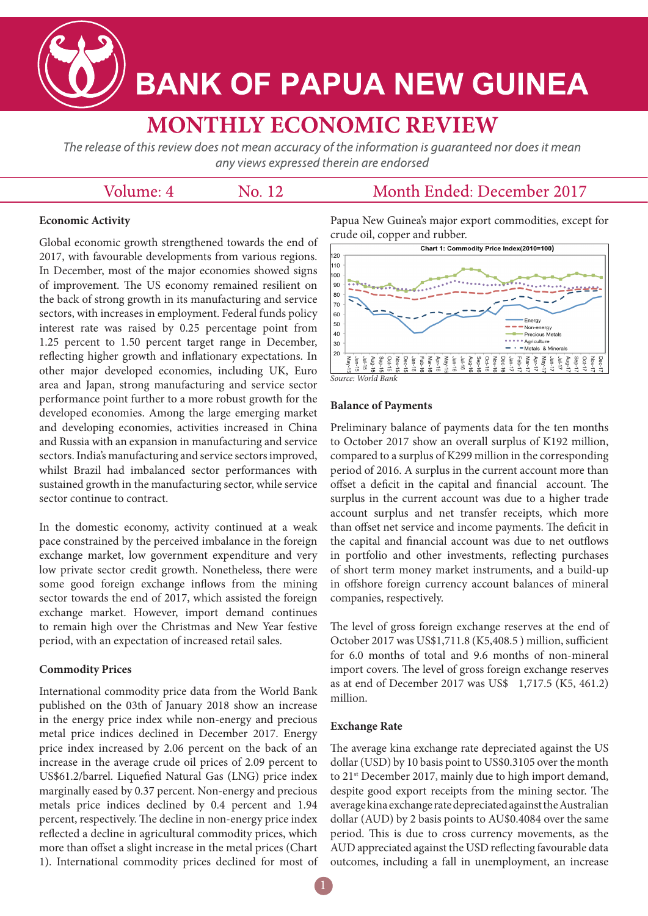# BANK OF PAPUA NEW GUINEA

## MONTHLY ECONOMIC REVIEW

*The release of this review does not mean accuracy of the information is guaranteed nor does it mean any views expressed therein are endorsed*

Volume: 4 No. 12 Month Ended: December 2017

### Economic Activity

Global economic growth strengthened towards the end of 2017, with favourable developments from various regions. In December, most of the major economies showed signs of improvement. The US economy remained resilient on the back of strong growth in its manufacturing and service sectors, with increases in employment. Federal funds policy interest rate was raised by 0.25 percentage point from 1.25 percent to 1.50 percent target range in December, reflecting higher growth and inflationary expectations. In other major developed economies, including UK, Euro area and Japan, strong manufacturing and service sector performance point further to a more robust growth for the developed economies. Among the large emerging market and developing economies, activities increased in China and Russia with an expansion in manufacturing and service sectors. India's manufacturing and service sectors improved, whilst Brazil had imbalanced sector performances with sustained growth in the manufacturing sector, while service sector continue to contract.

In the domestic economy, activity continued at a weak pace constrained by the perceived imbalance in the foreign exchange market, low government expenditure and very low private sector credit growth. Nonetheless, there were some good foreign exchange inflows from the mining sector towards the end of 2017, which assisted the foreign exchange market. However, import demand continues to remain high over the Christmas and New Year festive period, with an expectation of increased retail sales.

### Commodity Prices

International commodity price data from the World Bank published on the 03th of January 2018 show an increase in the energy price index while non-energy and precious metal price indices declined in December 2017. Energy price index increased by 2.06 percent on the back of an increase in the average crude oil prices of 2.09 percent to US$61.2/barrel. Liquefied Natural Gas (LNG) price index marginally eased by 0.37 percent. Non-energy and precious metals price indices declined by 0.4 percent and 1.94 percent, respectively. The decline in non-energy price index reflected a decline in agricultural commodity prices, which more than offset a slight increase in the metal prices (Chart 1). International commodity prices declined for most of Papua New Guinea's major export commodities, except for crude oil, copper and rubber.

**Chart 1: Commodity Price Index(2010=100)**

*Source: World Bank*

### Balance of Payments

Preliminary balance of payments data for the ten months to October 2017 show an overall surplus of K192 million, compared to a surplus of K299 million in the corresponding period of 2016. A surplus in the current account more than offset a deficit in the capital and financial account. The surplus in the current account was due to a higher trade account surplus and net transfer receipts, which more than offset net service and income payments. The deficit in the capital and financial account was due to net outflows in portfolio and other investments, reflecting purchases of short term money market instruments, and a build-up in offshore foreign currency account balances of mineral companies, respectively.

The level of gross foreign exchange reserves at the end of October 2017 was US$1,711.8 (K5,408.5 ) million, sufficient for 6.0 months of total and 9.6 months of non-mineral import covers. The level of gross foreign exchange reserves as at end of December 2017 was US$ 1,717.5 (K5, 461.2) million.

### Exchange Rate

The average kina exchange rate depreciated against the US dollar (USD) by 10 basis point to US$0.3105 over the month to 21st December 2017, mainly due to high import demand, despite good export receipts from the mining sector. The average kina exchange rate depreciated against the Australian dollar (AUD) by 2 basis points to AU$0.4084 over the same period. This is due to cross currency movements, as the AUD appreciated against the USD reflecting favourable data outcomes, including a fall in unemployment, an increase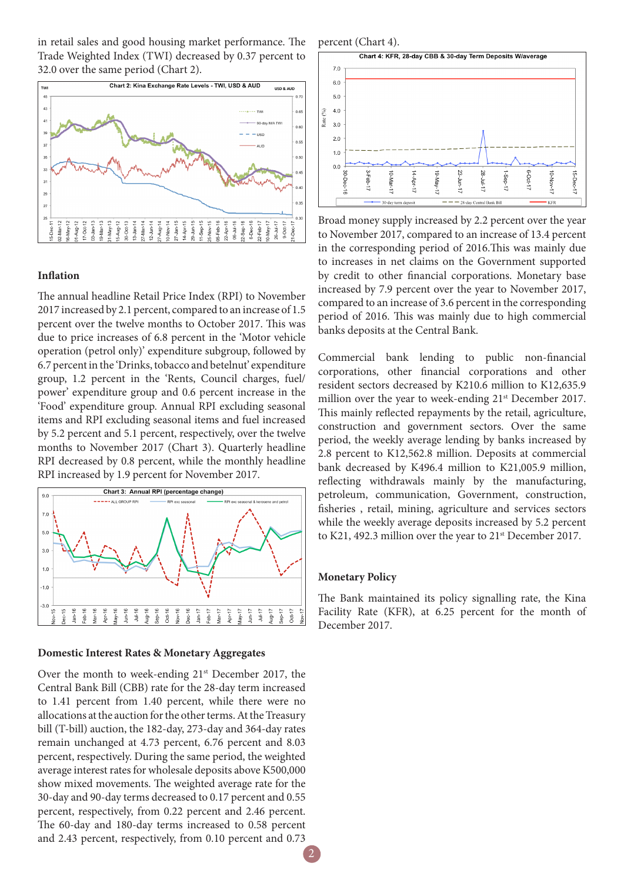in retail sales and good housing market performance. The Trade Weighted Index (TWI) decreased by 0.37 percent to 32.0 over the same period (Chart 2).

Chart 2: Kina Exchange Rate Levels - TWI, USD & AUD

### Inflation

The annual headline Retail Price Index (RPI) to November 2017 increased by 2.1 percent, compared to an increase of 1.5 percent over the twelve months to October 2017. This was due to price increases of 6.8 percent in the 'Motor vehicle operation (petrol only)' expenditure subgroup, followed by 6.7 percent in the 'Drinks, tobacco and betelnut' expenditure group, 1.2 percent in the 'Rents, Council charges, fuel/power' expenditure group and 0.6 percent increase in the 'Food' expenditure group. Annual RPI excluding seasonal items and RPI excluding seasonal items and fuel increased by 5.2 percent and 5.1 percent, respectively, over the twelve months to November 2017 (Chart 3). Quarterly headline RPI decreased by 0.8 percent, while the monthly headline RPI increased by 1.9 percent for November 2017.

Chart 3: Annual RPI (percentage change)

### Domestic Interest Rates & Monetary Aggregates

Over the month to week-ending 21st December 2017, the Central Bank Bill (CBB) rate for the 28-day term increased to 1.41 percent from 1.40 percent, while there were no allocations at the auction for the other terms. At the Treasury bill (T-bill) auction, the 182-day, 273-day and 364-day rates remain unchanged at 4.73 percent, 6.76 percent and 8.03 percent, respectively. During the same period, the weighted average interest rates for wholesale deposits above K500,000 show mixed movements. The weighted average rate for the 30-day and 90-day terms decreased to 0.17 percent and 0.55 percent, respectively, from 0.22 percent and 2.46 percent. The 60-day and 180-day terms increased to 0.58 percent and 2.43 percent, respectively, from 0.10 percent and 0.73 percent (Chart 4).

Chart 4: KFR, 28-day CBB & 30-day Term Deposits W/average

Broad money supply increased by 2.2 percent over the year to November 2017, compared to an increase of 13.4 percent in the corresponding period of 2016.This was mainly due to increases in net claims on the Government supported by credit to other financial corporations. Monetary base increased by 7.9 percent over the year to November 2017, compared to an increase of 3.6 percent in the corresponding period of 2016. This was mainly due to high commercial banks deposits at the Central Bank.

Commercial bank lending to public non-financial corporations, other financial corporations and other resident sectors decreased by K210.6 million to K12,635.9 million over the year to week-ending 21st December 2017. This mainly reflected repayments by the retail, agriculture, construction and government sectors. Over the same period, the weekly average lending by banks increased by 2.8 percent to K12,562.8 million. Deposits at commercial bank decreased by K496.4 million to K21,005.9 million, reflecting withdrawals mainly by the manufacturing, petroleum, communication, Government, construction, fisheries , retail, mining, agriculture and services sectors while the weekly average deposits increased by 5.2 percent to K21, 492.3 million over the year to 21st December 2017.

### Monetary Policy

The Bank maintained its policy signalling rate, the Kina Facility Rate (KFR), at 6.25 percent for the month of December 2017.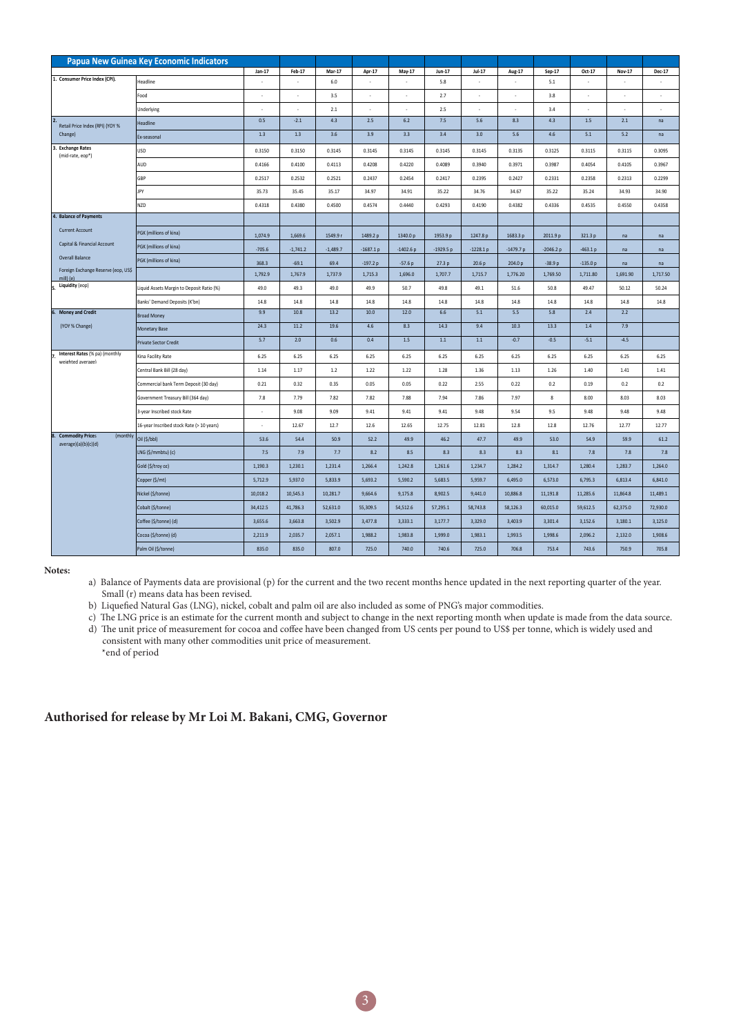| Papua New Guinea Key Economic Indicators | | Jan-17 | Feb-17 | Mar-17 | Apr-17 | May-17 | Jun-17 | Jul-17 | Aug-17 | Sep-17 | Oct-17 | Nov-17 | Dec-17 |
|---|---|---|---|---|---|---|---|---|---|---|---|---|---|
| 1. Consumer Price Index (CPI). | Headline | - | - | 6.0 | - | - | 5.8 | - | - | 5.1 | - | - | - |
| | Food | - | - | 3.5 | - | - | 2.7 | - | - | 3.8 | - | - | - |
| | Underlying | - | - | 2.1 | - | - | 2.5 | - | - | 3.4 | - | - | - |
| 2. Retail Price Index (RPI) (YOY % Change) | Headline | 0.5 | -2.1 | 4.3 | 2.5 | 6.2 | 7.5 | 5.6 | 8.3 | 4.3 | 1.5 | 2.1 | na |
| | Ex-seasonal | 1.3 | 1.3 | 3.6 | 3.9 | 3.3 | 3.4 | 3.0 | 5.6 | 4.6 | 5.1 | 5.2 | na |
| 3. Exchange Rates (mid-rate, eop*) | USD | 0.3150 | 0.3150 | 0.3145 | 0.3145 | 0.3145 | 0.3145 | 0.3145 | 0.3135 | 0.3125 | 0.3115 | 0.3115 | 0.3095 |
| | AUD | 0.4166 | 0.4100 | 0.4113 | 0.4208 | 0.4220 | 0.4089 | 0.3940 | 0.3971 | 0.3987 | 0.4054 | 0.4105 | 0.3967 |
| | GBP | 0.2517 | 0.2532 | 0.2521 | 0.2437 | 0.2454 | 0.2417 | 0.2395 | 0.2427 | 0.2331 | 0.2358 | 0.2313 | 0.2299 |
| | JPY | 35.73 | 35.45 | 35.17 | 34.97 | 34.91 | 35.22 | 34.76 | 34.67 | 35.22 | 35.24 | 34.93 | 34.90 |
| | NZD | 0.4318 | 0.4380 | 0.4500 | 0.4574 | 0.4440 | 0.4293 | 0.4190 | 0.4382 | 0.4336 | 0.4535 | 0.4550 | 0.4358 |
| 4. Balance of Payments | | | | | | | | | | | | | |
| Current Account | PGK (millions of kina) | 1,074.9 | 1,669.6 | 1549.9 r | 1489.2 p | 1340.0 p | 1953.9 p | 1247.8 p | 1683.3 p | 2011.9 p | 321.3 p | na | na |
| Capital & Financial Account | PGK (millions of kina) | -705.6 | -1,741.2 | -1,489.7 | -1687.1 p | -1402.6 p | -1929.5 p | -1228.1 p | -1479.7 p | -2046.2 p | -463.1 p | na | na |
| Overall Balance | PGK (millions of kina) | 368.3 | -69.1 | 69.4 | -197.2 p | -57.6 p | 27.3 p | 20.6 p | 204.0 p | -38.9 p | -135.0 p | na | na |
| Foreign Exchange Reserve (eop, US$ mill) (e) | | 1,792.9 | 1,767.9 | 1,737.9 | 1,715.3 | 1,696.0 | 1,707.7 | 1,715.7 | 1,776.20 | 1,769.50 | 1,711.80 | 1,691.90 | 1,717.50 |
| 5. Liquidity (eop) | Liquid Assets Margin to Deposit Ratio (%) | 49.0 | 49.3 | 49.0 | 49.9 | 50.7 | 49.8 | 49.1 | 51.6 | 50.8 | 49.47 | 50.12 | 50.24 |
| | Banks' Demand Deposits (K'bn) | 14.8 | 14.8 | 14.8 | 14.8 | 14.8 | 14.8 | 14.8 | 14.8 | 14.8 | 14.8 | 14.8 | 14.8 |
| 6. Money and Credit (YOY % Change) | Broad Money | 9.9 | 10.8 | 13.2 | 10.0 | 12.0 | 6.6 | 5.1 | 5.5 | 5.8 | 2.4 | 2.2 | |
| | Monetary Base | 24.3 | 11.2 | 19.6 | 4.6 | 8.3 | 14.3 | 9.4 | 10.3 | 13.3 | 1.4 | 7.9 | |
| | Private Sector Credit | 5.7 | 2.0 | 0.6 | 0.4 | 1.5 | 1.1 | 1.1 | -0.7 | -0.5 | -5.1 | -4.5 | |
| 7. Interest Rates (% pa) (monthly weighted average) | Kina Facility Rate | 6.25 | 6.25 | 6.25 | 6.25 | 6.25 | 6.25 | 6.25 | 6.25 | 6.25 | 6.25 | 6.25 | 6.25 |
| | Central Bank Bill (28 day) | 1.14 | 1.17 | 1.2 | 1.22 | 1.22 | 1.28 | 1.36 | 1.13 | 1.26 | 1.40 | 1.41 | 1.41 |
| | Commercial bank Term Deposit (30 day) | 0.21 | 0.32 | 0.35 | 0.05 | 0.05 | 0.22 | 2.55 | 0.22 | 0.2 | 0.19 | 0.2 | 0.2 |
| | Government Treasury Bill (364 day) | 7.8 | 7.79 | 7.82 | 7.82 | 7.88 | 7.94 | 7.86 | 7.97 | 8 | 8.00 | 8.03 | 8.03 |
| | 3-year Inscribed stock Rate | - | 9.08 | 9.09 | 9.41 | 9.41 | 9.41 | 9.48 | 9.54 | 9.5 | 9.48 | 9.48 | 9.48 |
| | 16-year Inscribed stock Rate (> 10 years) | - | 12.67 | 12.7 | 12.6 | 12.65 | 12.75 | 12.81 | 12.8 | 12.8 | 12.76 | 12.77 | 12.77 |
| 8. Commodity Prices (monthly average)(a)(b)(c)(d) | Oil ($/bbl) | 53.6 | 54.4 | 50.9 | 52.2 | 49.9 | 46.2 | 47.7 | 49.9 | 53.0 | 54.9 | 59.9 | 61.2 |
| | LNG ($/mmbtu) (c) | 7.5 | 7.9 | 7.7 | 8.2 | 8.5 | 8.3 | 8.3 | 8.3 | 8.1 | 7.8 | 7.8 | 7.8 |
| | Gold ($/troy oz) | 1,190.3 | 1,230.1 | 1,231.4 | 1,266.4 | 1,242.8 | 1,261.6 | 1,234.7 | 1,284.2 | 1,314.7 | 1,280.4 | 1,283.7 | 1,264.0 |
| | Copper ($/mt) | 5,712.9 | 5,937.0 | 5,833.9 | 5,693.2 | 5,590.2 | 5,683.5 | 5,959.7 | 6,495.0 | 6,573.0 | 6,795.3 | 6,813.4 | 6,841.0 |
| | Nickel ($/tonne) | 10,018.2 | 10,545.3 | 10,281.7 | 9,664.6 | 9,175.8 | 8,902.5 | 9,441.0 | 10,886.8 | 11,191.8 | 11,285.6 | 11,864.8 | 11,489.1 |
| | Cobalt ($/tonne) | 34,412.5 | 41,786.3 | 52,631.0 | 55,309.5 | 54,512.6 | 57,295.1 | 58,743.8 | 58,126.3 | 60,015.0 | 59,612.5 | 62,375.0 | 72,930.0 |
| | Coffee ($/tonne) (d) | 3,655.6 | 3,663.8 | 3,502.9 | 3,477.8 | 3,333.1 | 3,177.7 | 3,329.0 | 3,403.9 | 3,301.4 | 3,152.6 | 3,180.1 | 3,125.0 |
| | Cocoa ($/tonne) (d) | 2,211.9 | 2,035.7 | 2,057.1 | 1,988.2 | 1,983.8 | 1,999.0 | 1,983.1 | 1,993.5 | 1,998.6 | 2,096.2 | 2,132.0 | 1,908.6 |
| | Palm Oil ($/tonne) | 835.0 | 835.0 | 807.0 | 725.0 | 740.0 | 740.6 | 725.0 | 706.8 | 753.4 | 743.6 | 750.9 | 705.8 |

**Notes:**

a) Balance of Payments data are provisional (p) for the current and the two recent months hence updated in the next reporting quarter of the year. Small (r) means data has been revised.

b) Liquefied Natural Gas (LNG), nickel, cobalt and palm oil are also included as some of PNG's major commodities.

c) The LNG price is an estimate for the current month and subject to change in the next reporting month when update is made from the data source.

d) The unit price of measurement for cocoa and coffee have been changed from US cents per pound to US$ per tonne, which is widely used and consistent with many other commodities unit price of measurement.

*end of period

## Authorised for release by Mr Loi M. Bakani, CMG, Governor